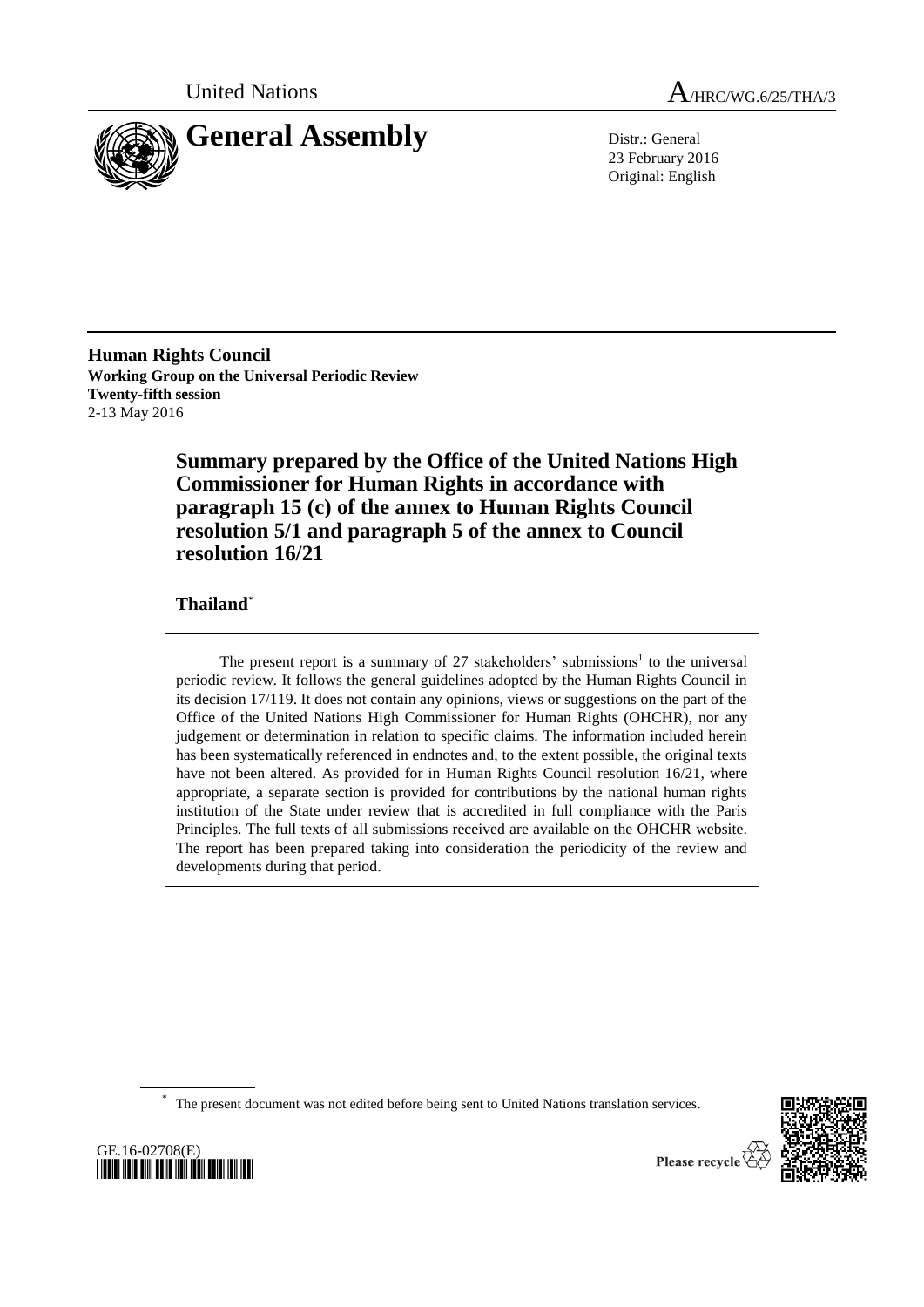United Nations

A/HRC/WG.6/25/THA/3

# General Assembly

Distr.: General
23 February 2016
Original: English

**Human Rights Council**
**Working Group on the Universal Periodic Review**
**Twenty-fifth session**
2-13 May 2016

## Summary prepared by the Office of the United Nations High Commissioner for Human Rights in accordance with paragraph 15 (c) of the annex to Human Rights Council resolution 5/1 and paragraph 5 of the annex to Council resolution 16/21

### Thailand*

The present report is a summary of 27 stakeholders' submissions[1] to the universal periodic review. It follows the general guidelines adopted by the Human Rights Council in its decision 17/119. It does not contain any opinions, views or suggestions on the part of the Office of the United Nations High Commissioner for Human Rights (OHCHR), nor any judgement or determination in relation to specific claims. The information included herein has been systematically referenced in endnotes and, to the extent possible, the original texts have not been altered. As provided for in Human Rights Council resolution 16/21, where appropriate, a separate section is provided for contributions by the national human rights institution of the State under review that is accredited in full compliance with the Paris Principles. The full texts of all submissions received are available on the OHCHR website. The report has been prepared taking into consideration the periodicity of the review and developments during that period.

\* The present document was not edited before being sent to United Nations translation services.

GE.16-02708(E)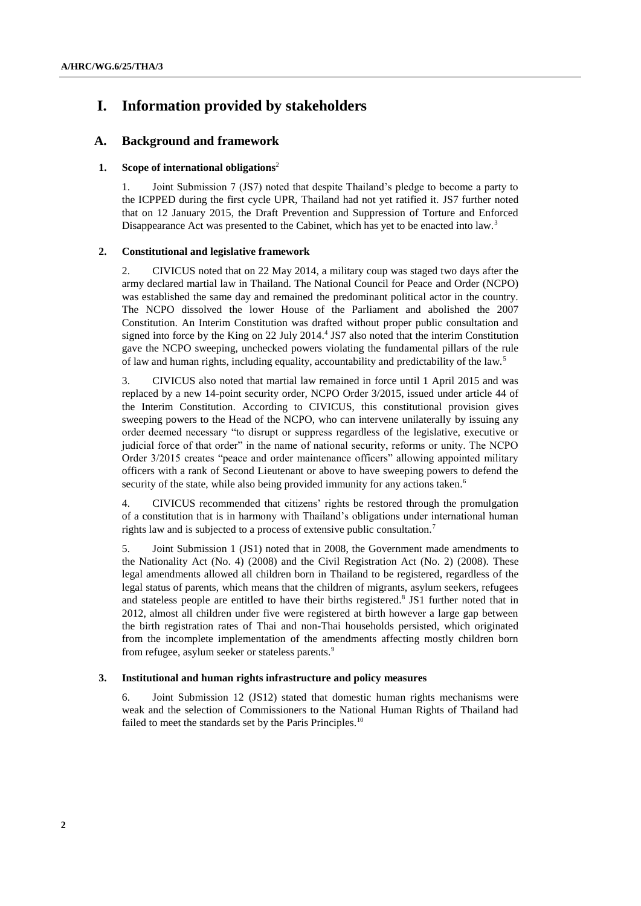# I. Information provided by stakeholders

## A. Background and framework

### 1. Scope of international obligations[2]

1. Joint Submission 7 (JS7) noted that despite Thailand's pledge to become a party to the ICPPED during the first cycle UPR, Thailand had not yet ratified it. JS7 further noted that on 12 January 2015, the Draft Prevention and Suppression of Torture and Enforced Disappearance Act was presented to the Cabinet, which has yet to be enacted into law.[3]

### 2. Constitutional and legislative framework

2. CIVICUS noted that on 22 May 2014, a military coup was staged two days after the army declared martial law in Thailand. The National Council for Peace and Order (NCPO) was established the same day and remained the predominant political actor in the country. The NCPO dissolved the lower House of the Parliament and abolished the 2007 Constitution. An Interim Constitution was drafted without proper public consultation and signed into force by the King on 22 July 2014.[4] JS7 also noted that the interim Constitution gave the NCPO sweeping, unchecked powers violating the fundamental pillars of the rule of law and human rights, including equality, accountability and predictability of the law.[5]

3. CIVICUS also noted that martial law remained in force until 1 April 2015 and was replaced by a new 14-point security order, NCPO Order 3/2015, issued under article 44 of the Interim Constitution. According to CIVICUS, this constitutional provision gives sweeping powers to the Head of the NCPO, who can intervene unilaterally by issuing any order deemed necessary "to disrupt or suppress regardless of the legislative, executive or judicial force of that order" in the name of national security, reforms or unity. The NCPO Order 3/2015 creates "peace and order maintenance officers" allowing appointed military officers with a rank of Second Lieutenant or above to have sweeping powers to defend the security of the state, while also being provided immunity for any actions taken.[6]

4. CIVICUS recommended that citizens' rights be restored through the promulgation of a constitution that is in harmony with Thailand's obligations under international human rights law and is subjected to a process of extensive public consultation.[7]

5. Joint Submission 1 (JS1) noted that in 2008, the Government made amendments to the Nationality Act (No. 4) (2008) and the Civil Registration Act (No. 2) (2008). These legal amendments allowed all children born in Thailand to be registered, regardless of the legal status of parents, which means that the children of migrants, asylum seekers, refugees and stateless people are entitled to have their births registered.[8] JS1 further noted that in 2012, almost all children under five were registered at birth however a large gap between the birth registration rates of Thai and non-Thai households persisted, which originated from the incomplete implementation of the amendments affecting mostly children born from refugee, asylum seeker or stateless parents.[9]

### 3. Institutional and human rights infrastructure and policy measures

6. Joint Submission 12 (JS12) stated that domestic human rights mechanisms were weak and the selection of Commissioners to the National Human Rights of Thailand had failed to meet the standards set by the Paris Principles.[10]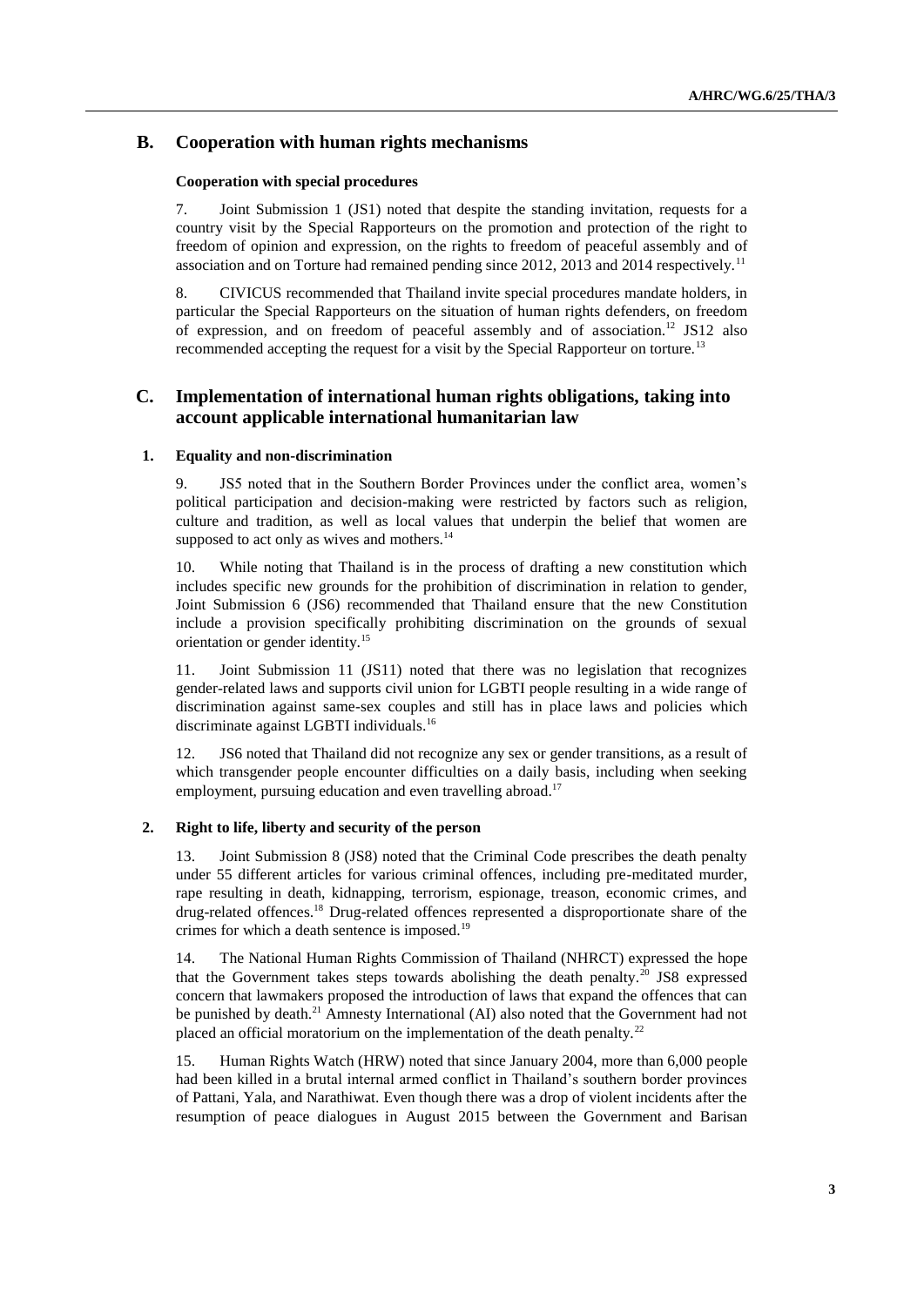## B. Cooperation with human rights mechanisms

### Cooperation with special procedures

7. Joint Submission 1 (JS1) noted that despite the standing invitation, requests for a country visit by the Special Rapporteurs on the promotion and protection of the right to freedom of opinion and expression, on the rights to freedom of peaceful assembly and of association and on Torture had remained pending since 2012, 2013 and 2014 respectively.[11]

8. CIVICUS recommended that Thailand invite special procedures mandate holders, in particular the Special Rapporteurs on the situation of human rights defenders, on freedom of expression, and on freedom of peaceful assembly and of association.[12] JS12 also recommended accepting the request for a visit by the Special Rapporteur on torture.[13]

## C. Implementation of international human rights obligations, taking into account applicable international humanitarian law

### 1. Equality and non-discrimination

9. JS5 noted that in the Southern Border Provinces under the conflict area, women's political participation and decision-making were restricted by factors such as religion, culture and tradition, as well as local values that underpin the belief that women are supposed to act only as wives and mothers.[14]

10. While noting that Thailand is in the process of drafting a new constitution which includes specific new grounds for the prohibition of discrimination in relation to gender, Joint Submission 6 (JS6) recommended that Thailand ensure that the new Constitution include a provision specifically prohibiting discrimination on the grounds of sexual orientation or gender identity.[15]

11. Joint Submission 11 (JS11) noted that there was no legislation that recognizes gender-related laws and supports civil union for LGBTI people resulting in a wide range of discrimination against same-sex couples and still has in place laws and policies which discriminate against LGBTI individuals.[16]

12. JS6 noted that Thailand did not recognize any sex or gender transitions, as a result of which transgender people encounter difficulties on a daily basis, including when seeking employment, pursuing education and even travelling abroad.[17]

### 2. Right to life, liberty and security of the person

13. Joint Submission 8 (JS8) noted that the Criminal Code prescribes the death penalty under 55 different articles for various criminal offences, including pre-meditated murder, rape resulting in death, kidnapping, terrorism, espionage, treason, economic crimes, and drug-related offences.[18] Drug-related offences represented a disproportionate share of the crimes for which a death sentence is imposed.[19]

14. The National Human Rights Commission of Thailand (NHRCT) expressed the hope that the Government takes steps towards abolishing the death penalty.[20] JS8 expressed concern that lawmakers proposed the introduction of laws that expand the offences that can be punished by death.[21] Amnesty International (AI) also noted that the Government had not placed an official moratorium on the implementation of the death penalty.[22]

15. Human Rights Watch (HRW) noted that since January 2004, more than 6,000 people had been killed in a brutal internal armed conflict in Thailand's southern border provinces of Pattani, Yala, and Narathiwat. Even though there was a drop of violent incidents after the resumption of peace dialogues in August 2015 between the Government and Barisan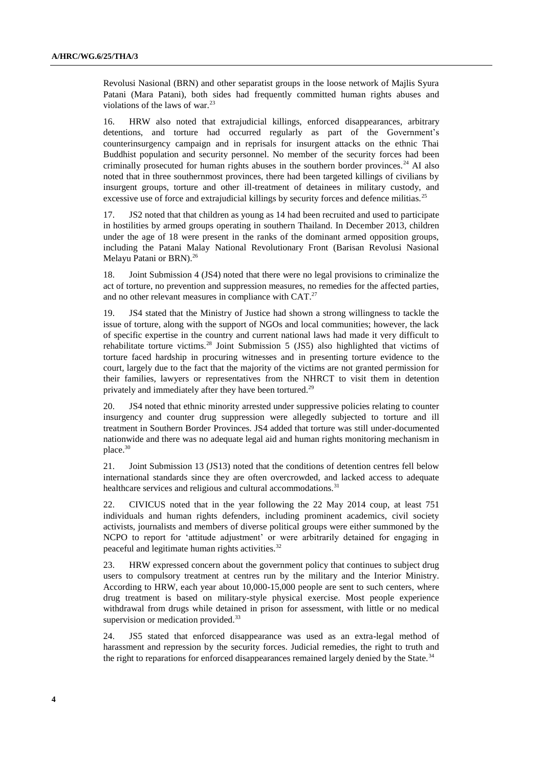Revolusi Nasional (BRN) and other separatist groups in the loose network of Majlis Syura Patani (Mara Patani), both sides had frequently committed human rights abuses and violations of the laws of war.[23]

16. HRW also noted that extrajudicial killings, enforced disappearances, arbitrary detentions, and torture had occurred regularly as part of the Government's counterinsurgency campaign and in reprisals for insurgent attacks on the ethnic Thai Buddhist population and security personnel. No member of the security forces had been criminally prosecuted for human rights abuses in the southern border provinces.[24] AI also noted that in three southernmost provinces, there had been targeted killings of civilians by insurgent groups, torture and other ill-treatment of detainees in military custody, and excessive use of force and extrajudicial killings by security forces and defence militias.[25]

17. JS2 noted that that children as young as 14 had been recruited and used to participate in hostilities by armed groups operating in southern Thailand. In December 2013, children under the age of 18 were present in the ranks of the dominant armed opposition groups, including the Patani Malay National Revolutionary Front (Barisan Revolusi Nasional Melayu Patani or BRN).[26]

18. Joint Submission 4 (JS4) noted that there were no legal provisions to criminalize the act of torture, no prevention and suppression measures, no remedies for the affected parties, and no other relevant measures in compliance with CAT.[27]

19. JS4 stated that the Ministry of Justice had shown a strong willingness to tackle the issue of torture, along with the support of NGOs and local communities; however, the lack of specific expertise in the country and current national laws had made it very difficult to rehabilitate torture victims.[28] Joint Submission 5 (JS5) also highlighted that victims of torture faced hardship in procuring witnesses and in presenting torture evidence to the court, largely due to the fact that the majority of the victims are not granted permission for their families, lawyers or representatives from the NHRCT to visit them in detention privately and immediately after they have been tortured.[29]

20. JS4 noted that ethnic minority arrested under suppressive policies relating to counter insurgency and counter drug suppression were allegedly subjected to torture and ill treatment in Southern Border Provinces. JS4 added that torture was still under-documented nationwide and there was no adequate legal aid and human rights monitoring mechanism in place.[30]

21. Joint Submission 13 (JS13) noted that the conditions of detention centres fell below international standards since they are often overcrowded, and lacked access to adequate healthcare services and religious and cultural accommodations.[31]

22. CIVICUS noted that in the year following the 22 May 2014 coup, at least 751 individuals and human rights defenders, including prominent academics, civil society activists, journalists and members of diverse political groups were either summoned by the NCPO to report for 'attitude adjustment' or were arbitrarily detained for engaging in peaceful and legitimate human rights activities.[32]

23. HRW expressed concern about the government policy that continues to subject drug users to compulsory treatment at centres run by the military and the Interior Ministry. According to HRW, each year about 10,000-15,000 people are sent to such centers, where drug treatment is based on military-style physical exercise. Most people experience withdrawal from drugs while detained in prison for assessment, with little or no medical supervision or medication provided.[33]

24. JS5 stated that enforced disappearance was used as an extra-legal method of harassment and repression by the security forces. Judicial remedies, the right to truth and the right to reparations for enforced disappearances remained largely denied by the State.[34]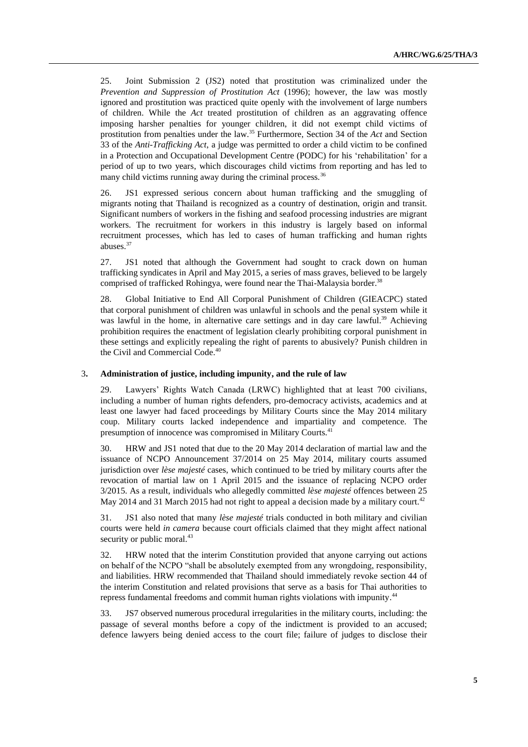25. Joint Submission 2 (JS2) noted that prostitution was criminalized under the *Prevention and Suppression of Prostitution Act* (1996); however, the law was mostly ignored and prostitution was practiced quite openly with the involvement of large numbers of children. While the *Act* treated prostitution of children as an aggravating offence imposing harsher penalties for younger children, it did not exempt child victims of prostitution from penalties under the law.[35] Furthermore, Section 34 of the *Act* and Section 33 of the *Anti-Trafficking Act*, a judge was permitted to order a child victim to be confined in a Protection and Occupational Development Centre (PODC) for his 'rehabilitation' for a period of up to two years, which discourages child victims from reporting and has led to many child victims running away during the criminal process.[36]

26. JS1 expressed serious concern about human trafficking and the smuggling of migrants noting that Thailand is recognized as a country of destination, origin and transit. Significant numbers of workers in the fishing and seafood processing industries are migrant workers. The recruitment for workers in this industry is largely based on informal recruitment processes, which has led to cases of human trafficking and human rights abuses.[37]

27. JS1 noted that although the Government had sought to crack down on human trafficking syndicates in April and May 2015, a series of mass graves, believed to be largely comprised of trafficked Rohingya, were found near the Thai-Malaysia border.[38]

28. Global Initiative to End All Corporal Punishment of Children (GIEACPC) stated that corporal punishment of children was unlawful in schools and the penal system while it was lawful in the home, in alternative care settings and in day care lawful.[39] Achieving prohibition requires the enactment of legislation clearly prohibiting corporal punishment in these settings and explicitly repealing the right of parents to abusively? Punish children in the Civil and Commercial Code.[40]

### 3. Administration of justice, including impunity, and the rule of law

29. Lawyers' Rights Watch Canada (LRWC) highlighted that at least 700 civilians, including a number of human rights defenders, pro-democracy activists, academics and at least one lawyer had faced proceedings by Military Courts since the May 2014 military coup. Military courts lacked independence and impartiality and competence. The presumption of innocence was compromised in Military Courts.[41]

30. HRW and JS1 noted that due to the 20 May 2014 declaration of martial law and the issuance of NCPO Announcement 37/2014 on 25 May 2014, military courts assumed jurisdiction over *lèse majesté* cases, which continued to be tried by military courts after the revocation of martial law on 1 April 2015 and the issuance of replacing NCPO order 3/2015. As a result, individuals who allegedly committed *lèse majesté* offences between 25 May 2014 and 31 March 2015 had not right to appeal a decision made by a military court.[42]

31. JS1 also noted that many *lèse majesté* trials conducted in both military and civilian courts were held *in camera* because court officials claimed that they might affect national security or public moral.[43]

32. HRW noted that the interim Constitution provided that anyone carrying out actions on behalf of the NCPO "shall be absolutely exempted from any wrongdoing, responsibility, and liabilities. HRW recommended that Thailand should immediately revoke section 44 of the interim Constitution and related provisions that serve as a basis for Thai authorities to repress fundamental freedoms and commit human rights violations with impunity.[44]

33. JS7 observed numerous procedural irregularities in the military courts, including: the passage of several months before a copy of the indictment is provided to an accused; defence lawyers being denied access to the court file; failure of judges to disclose their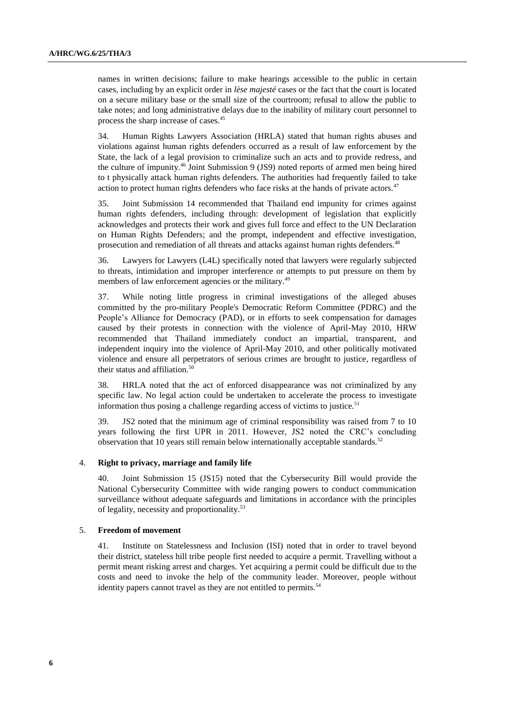names in written decisions; failure to make hearings accessible to the public in certain cases, including by an explicit order in *lèse majesté* cases or the fact that the court is located on a secure military base or the small size of the courtroom; refusal to allow the public to take notes; and long administrative delays due to the inability of military court personnel to process the sharp increase of cases.[45]

34. Human Rights Lawyers Association (HRLA) stated that human rights abuses and violations against human rights defenders occurred as a result of law enforcement by the State, the lack of a legal provision to criminalize such an acts and to provide redress, and the culture of impunity.[46] Joint Submission 9 (JS9) noted reports of armed men being hired to t physically attack human rights defenders. The authorities had frequently failed to take action to protect human rights defenders who face risks at the hands of private actors.[47]

35. Joint Submission 14 recommended that Thailand end impunity for crimes against human rights defenders, including through: development of legislation that explicitly acknowledges and protects their work and gives full force and effect to the UN Declaration on Human Rights Defenders; and the prompt, independent and effective investigation, prosecution and remediation of all threats and attacks against human rights defenders.[48]

36. Lawyers for Lawyers (L4L) specifically noted that lawyers were regularly subjected to threats, intimidation and improper interference or attempts to put pressure on them by members of law enforcement agencies or the military.[49]

37. While noting little progress in criminal investigations of the alleged abuses committed by the pro-military People's Democratic Reform Committee (PDRC) and the People's Alliance for Democracy (PAD), or in efforts to seek compensation for damages caused by their protests in connection with the violence of April-May 2010, HRW recommended that Thailand immediately conduct an impartial, transparent, and independent inquiry into the violence of April-May 2010, and other politically motivated violence and ensure all perpetrators of serious crimes are brought to justice, regardless of their status and affiliation.[50]

38. HRLA noted that the act of enforced disappearance was not criminalized by any specific law. No legal action could be undertaken to accelerate the process to investigate information thus posing a challenge regarding access of victims to justice.[51]

39. JS2 noted that the minimum age of criminal responsibility was raised from 7 to 10 years following the first UPR in 2011. However, JS2 noted the CRC's concluding observation that 10 years still remain below internationally acceptable standards.[52]

### 4. Right to privacy, marriage and family life

40. Joint Submission 15 (JS15) noted that the Cybersecurity Bill would provide the National Cybersecurity Committee with wide ranging powers to conduct communication surveillance without adequate safeguards and limitations in accordance with the principles of legality, necessity and proportionality.[53]

### 5. Freedom of movement

41. Institute on Statelessness and Inclusion (ISI) noted that in order to travel beyond their district, stateless hill tribe people first needed to acquire a permit. Travelling without a permit meant risking arrest and charges. Yet acquiring a permit could be difficult due to the costs and need to invoke the help of the community leader. Moreover, people without identity papers cannot travel as they are not entitled to permits.[54]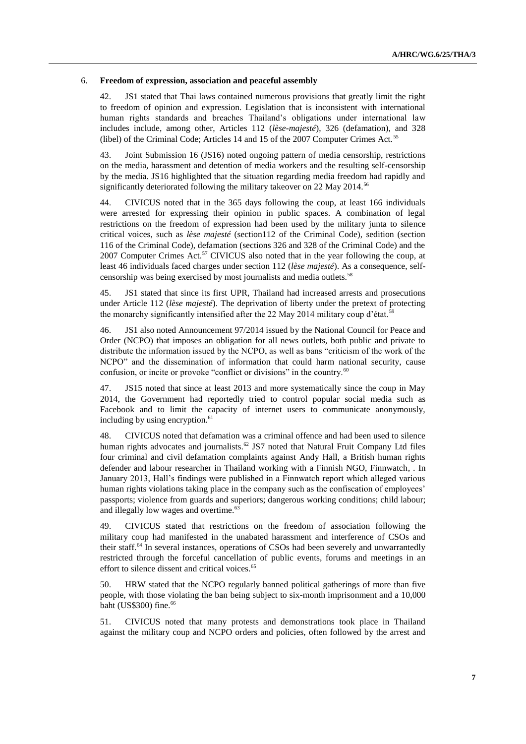## 6. Freedom of expression, association and peaceful assembly

42. JS1 stated that Thai laws contained numerous provisions that greatly limit the right to freedom of opinion and expression. Legislation that is inconsistent with international human rights standards and breaches Thailand's obligations under international law includes include, among other, Articles 112 (*lèse-majesté*), 326 (defamation), and 328 (libel) of the Criminal Code; Articles 14 and 15 of the 2007 Computer Crimes Act.[55]

43. Joint Submission 16 (JS16) noted ongoing pattern of media censorship, restrictions on the media, harassment and detention of media workers and the resulting self-censorship by the media. JS16 highlighted that the situation regarding media freedom had rapidly and significantly deteriorated following the military takeover on 22 May 2014.[56]

44. CIVICUS noted that in the 365 days following the coup, at least 166 individuals were arrested for expressing their opinion in public spaces. A combination of legal restrictions on the freedom of expression had been used by the military junta to silence critical voices, such as *lèse majesté* (section112 of the Criminal Code), sedition (section 116 of the Criminal Code), defamation (sections 326 and 328 of the Criminal Code) and the 2007 Computer Crimes Act.[57] CIVICUS also noted that in the year following the coup, at least 46 individuals faced charges under section 112 (*lèse majesté*). As a consequence, self-censorship was being exercised by most journalists and media outlets.[58]

45. JS1 stated that since its first UPR, Thailand had increased arrests and prosecutions under Article 112 (*lèse majesté*). The deprivation of liberty under the pretext of protecting the monarchy significantly intensified after the 22 May 2014 military coup d'état.[59]

46. JS1 also noted Announcement 97/2014 issued by the National Council for Peace and Order (NCPO) that imposes an obligation for all news outlets, both public and private to distribute the information issued by the NCPO, as well as bans "criticism of the work of the NCPO" and the dissemination of information that could harm national security, cause confusion, or incite or provoke "conflict or divisions" in the country.[60]

47. JS15 noted that since at least 2013 and more systematically since the coup in May 2014, the Government had reportedly tried to control popular social media such as Facebook and to limit the capacity of internet users to communicate anonymously, including by using encryption.[61]

48. CIVICUS noted that defamation was a criminal offence and had been used to silence human rights advocates and journalists.[62] JS7 noted that Natural Fruit Company Ltd files four criminal and civil defamation complaints against Andy Hall, a British human rights defender and labour researcher in Thailand working with a Finnish NGO, Finnwatch, . In January 2013, Hall's findings were published in a Finnwatch report which alleged various human rights violations taking place in the company such as the confiscation of employees' passports; violence from guards and superiors; dangerous working conditions; child labour; and illegally low wages and overtime.[63]

49. CIVICUS stated that restrictions on the freedom of association following the military coup had manifested in the unabated harassment and interference of CSOs and their staff.[64] In several instances, operations of CSOs had been severely and unwarrantedly restricted through the forceful cancellation of public events, forums and meetings in an effort to silence dissent and critical voices.[65]

50. HRW stated that the NCPO regularly banned political gatherings of more than five people, with those violating the ban being subject to six-month imprisonment and a 10,000 baht (US$300) fine.[66]

51. CIVICUS noted that many protests and demonstrations took place in Thailand against the military coup and NCPO orders and policies, often followed by the arrest and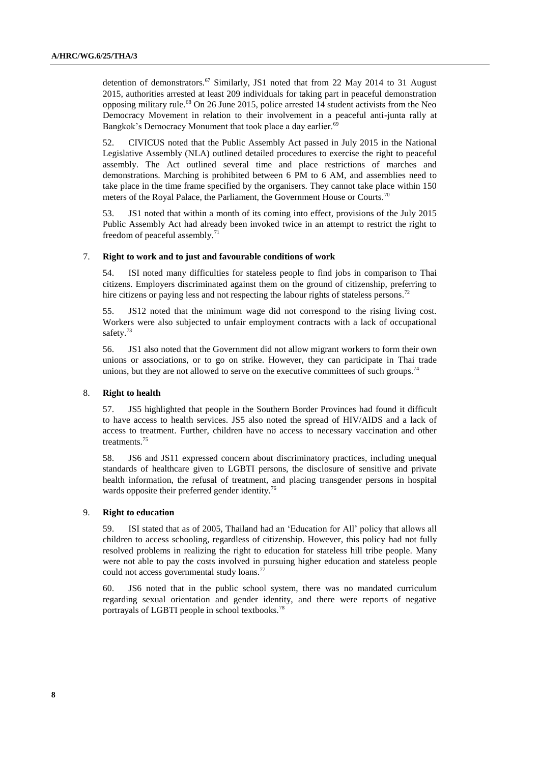detention of demonstrators.[67] Similarly, JS1 noted that from 22 May 2014 to 31 August 2015, authorities arrested at least 209 individuals for taking part in peaceful demonstration opposing military rule.[68] On 26 June 2015, police arrested 14 student activists from the Neo Democracy Movement in relation to their involvement in a peaceful anti-junta rally at Bangkok's Democracy Monument that took place a day earlier.[69]

52. CIVICUS noted that the Public Assembly Act passed in July 2015 in the National Legislative Assembly (NLA) outlined detailed procedures to exercise the right to peaceful assembly. The Act outlined several time and place restrictions of marches and demonstrations. Marching is prohibited between 6 PM to 6 AM, and assemblies need to take place in the time frame specified by the organisers. They cannot take place within 150 meters of the Royal Palace, the Parliament, the Government House or Courts.[70]

53. JS1 noted that within a month of its coming into effect, provisions of the July 2015 Public Assembly Act had already been invoked twice in an attempt to restrict the right to freedom of peaceful assembly.[71]

### 7. Right to work and to just and favourable conditions of work

54. ISI noted many difficulties for stateless people to find jobs in comparison to Thai citizens. Employers discriminated against them on the ground of citizenship, preferring to hire citizens or paying less and not respecting the labour rights of stateless persons.[72]

55. JS12 noted that the minimum wage did not correspond to the rising living cost. Workers were also subjected to unfair employment contracts with a lack of occupational safety.[73]

56. JS1 also noted that the Government did not allow migrant workers to form their own unions or associations, or to go on strike. However, they can participate in Thai trade unions, but they are not allowed to serve on the executive committees of such groups.[74]

### 8. Right to health

57. JS5 highlighted that people in the Southern Border Provinces had found it difficult to have access to health services. JS5 also noted the spread of HIV/AIDS and a lack of access to treatment. Further, children have no access to necessary vaccination and other treatments.[75]

58. JS6 and JS11 expressed concern about discriminatory practices, including unequal standards of healthcare given to LGBTI persons, the disclosure of sensitive and private health information, the refusal of treatment, and placing transgender persons in hospital wards opposite their preferred gender identity.[76]

### 9. Right to education

59. ISI stated that as of 2005, Thailand had an 'Education for All' policy that allows all children to access schooling, regardless of citizenship. However, this policy had not fully resolved problems in realizing the right to education for stateless hill tribe people. Many were not able to pay the costs involved in pursuing higher education and stateless people could not access governmental study loans.[77]

60. JS6 noted that in the public school system, there was no mandated curriculum regarding sexual orientation and gender identity, and there were reports of negative portrayals of LGBTI people in school textbooks.[78]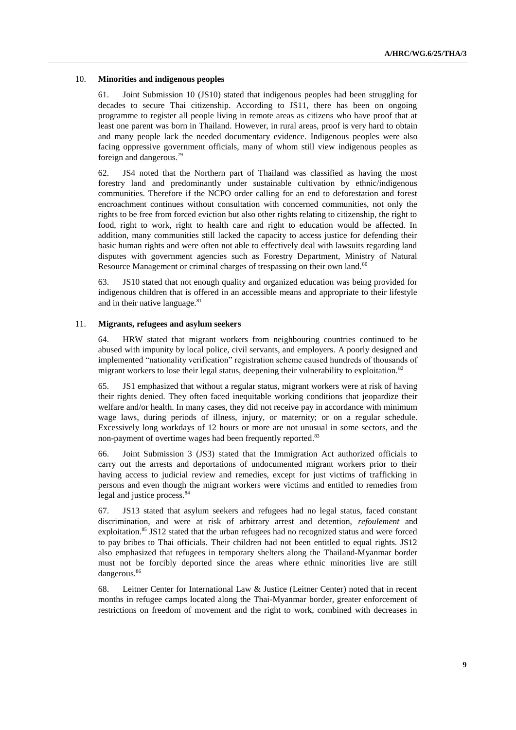### 10. **Minorities and indigenous peoples**

61. Joint Submission 10 (JS10) stated that indigenous peoples had been struggling for decades to secure Thai citizenship. According to JS11, there has been on ongoing programme to register all people living in remote areas as citizens who have proof that at least one parent was born in Thailand. However, in rural areas, proof is very hard to obtain and many people lack the needed documentary evidence. Indigenous peoples were also facing oppressive government officials, many of whom still view indigenous peoples as foreign and dangerous.[79]

62. JS4 noted that the Northern part of Thailand was classified as having the most forestry land and predominantly under sustainable cultivation by ethnic/indigenous communities. Therefore if the NCPO order calling for an end to deforestation and forest encroachment continues without consultation with concerned communities, not only the rights to be free from forced eviction but also other rights relating to citizenship, the right to food, right to work, right to health care and right to education would be affected. In addition, many communities still lacked the capacity to access justice for defending their basic human rights and were often not able to effectively deal with lawsuits regarding land disputes with government agencies such as Forestry Department, Ministry of Natural Resource Management or criminal charges of trespassing on their own land.[80]

63. JS10 stated that not enough quality and organized education was being provided for indigenous children that is offered in an accessible means and appropriate to their lifestyle and in their native language.[81]

### 11. **Migrants, refugees and asylum seekers**

64. HRW stated that migrant workers from neighbouring countries continued to be abused with impunity by local police, civil servants, and employers. A poorly designed and implemented "nationality verification" registration scheme caused hundreds of thousands of migrant workers to lose their legal status, deepening their vulnerability to exploitation.[82]

65. JS1 emphasized that without a regular status, migrant workers were at risk of having their rights denied. They often faced inequitable working conditions that jeopardize their welfare and/or health. In many cases, they did not receive pay in accordance with minimum wage laws, during periods of illness, injury, or maternity; or on a regular schedule. Excessively long workdays of 12 hours or more are not unusual in some sectors, and the non-payment of overtime wages had been frequently reported.[83]

66. Joint Submission 3 (JS3) stated that the Immigration Act authorized officials to carry out the arrests and deportations of undocumented migrant workers prior to their having access to judicial review and remedies, except for just victims of trafficking in persons and even though the migrant workers were victims and entitled to remedies from legal and justice process.[84]

67. JS13 stated that asylum seekers and refugees had no legal status, faced constant discrimination, and were at risk of arbitrary arrest and detention, *refoulement* and exploitation.[85] JS12 stated that the urban refugees had no recognized status and were forced to pay bribes to Thai officials. Their children had not been entitled to equal rights. JS12 also emphasized that refugees in temporary shelters along the Thailand-Myanmar border must not be forcibly deported since the areas where ethnic minorities live are still dangerous.[86]

68. Leitner Center for International Law & Justice (Leitner Center) noted that in recent months in refugee camps located along the Thai-Myanmar border, greater enforcement of restrictions on freedom of movement and the right to work, combined with decreases in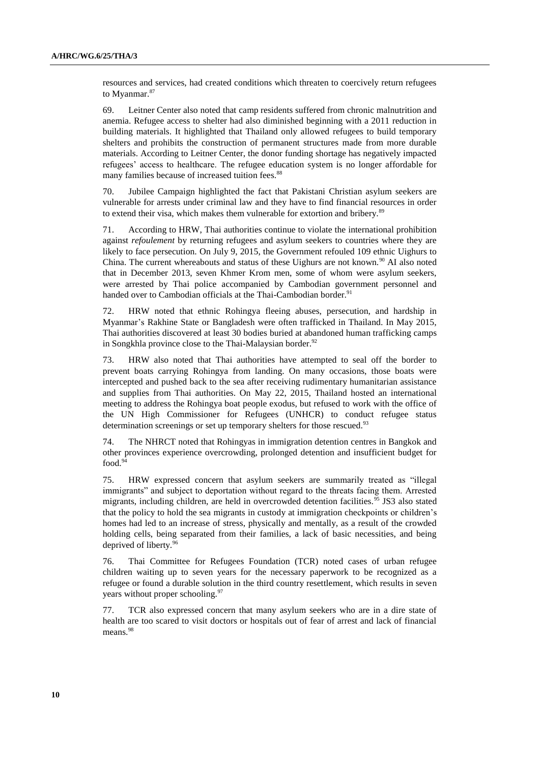resources and services, had created conditions which threaten to coercively return refugees to Myanmar.[87]

69. Leitner Center also noted that camp residents suffered from chronic malnutrition and anemia. Refugee access to shelter had also diminished beginning with a 2011 reduction in building materials. It highlighted that Thailand only allowed refugees to build temporary shelters and prohibits the construction of permanent structures made from more durable materials. According to Leitner Center, the donor funding shortage has negatively impacted refugees' access to healthcare. The refugee education system is no longer affordable for many families because of increased tuition fees.[88]

70. Jubilee Campaign highlighted the fact that Pakistani Christian asylum seekers are vulnerable for arrests under criminal law and they have to find financial resources in order to extend their visa, which makes them vulnerable for extortion and bribery.[89]

71. According to HRW, Thai authorities continue to violate the international prohibition against *refoulement* by returning refugees and asylum seekers to countries where they are likely to face persecution. On July 9, 2015, the Government refouled 109 ethnic Uighurs to China. The current whereabouts and status of these Uighurs are not known.[90] AI also noted that in December 2013, seven Khmer Krom men, some of whom were asylum seekers, were arrested by Thai police accompanied by Cambodian government personnel and handed over to Cambodian officials at the Thai-Cambodian border.[91]

72. HRW noted that ethnic Rohingya fleeing abuses, persecution, and hardship in Myanmar's Rakhine State or Bangladesh were often trafficked in Thailand. In May 2015, Thai authorities discovered at least 30 bodies buried at abandoned human trafficking camps in Songkhla province close to the Thai-Malaysian border.[92]

73. HRW also noted that Thai authorities have attempted to seal off the border to prevent boats carrying Rohingya from landing. On many occasions, those boats were intercepted and pushed back to the sea after receiving rudimentary humanitarian assistance and supplies from Thai authorities. On May 22, 2015, Thailand hosted an international meeting to address the Rohingya boat people exodus, but refused to work with the office of the UN High Commissioner for Refugees (UNHCR) to conduct refugee status determination screenings or set up temporary shelters for those rescued.[93]

74. The NHRCT noted that Rohingyas in immigration detention centres in Bangkok and other provinces experience overcrowding, prolonged detention and insufficient budget for food.[94]

75. HRW expressed concern that asylum seekers are summarily treated as "illegal immigrants" and subject to deportation without regard to the threats facing them. Arrested migrants, including children, are held in overcrowded detention facilities.[95] JS3 also stated that the policy to hold the sea migrants in custody at immigration checkpoints or children's homes had led to an increase of stress, physically and mentally, as a result of the crowded holding cells, being separated from their families, a lack of basic necessities, and being deprived of liberty.[96]

76. Thai Committee for Refugees Foundation (TCR) noted cases of urban refugee children waiting up to seven years for the necessary paperwork to be recognized as a refugee or found a durable solution in the third country resettlement, which results in seven years without proper schooling.[97]

77. TCR also expressed concern that many asylum seekers who are in a dire state of health are too scared to visit doctors or hospitals out of fear of arrest and lack of financial means.[98]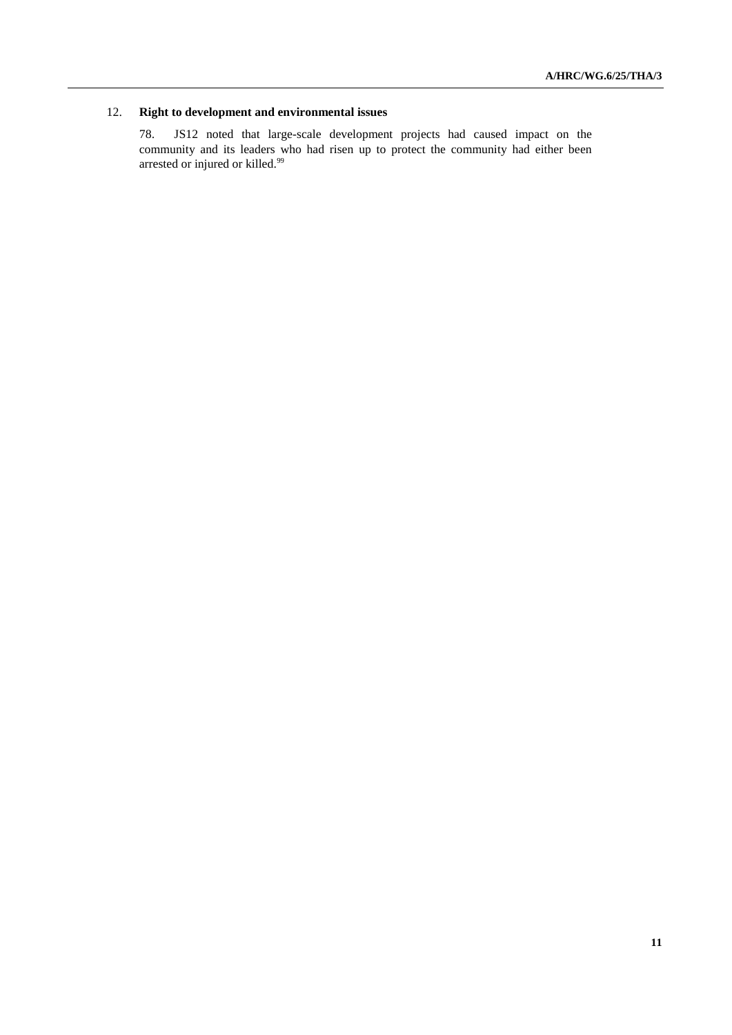## 12. Right to development and environmental issues

78. JS12 noted that large-scale development projects had caused impact on the community and its leaders who had risen up to protect the community had either been arrested or injured or killed.[99]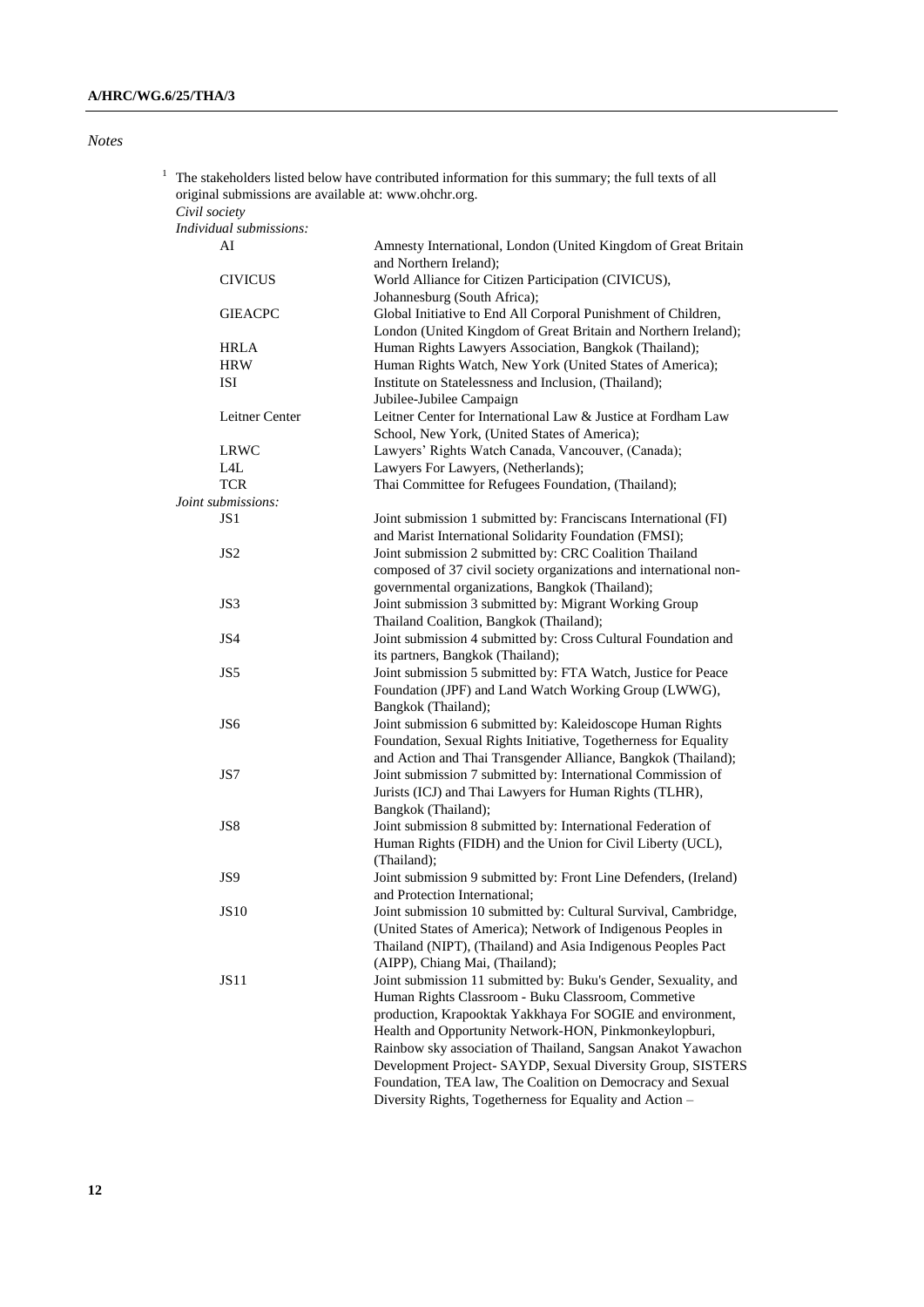*Notes*

[1] The stakeholders listed below have contributed information for this summary; the full texts of all original submissions are available at: www.ohchr.org.

*Civil society*

*Individual submissions:*

| | |
|---|---|
| AI | Amnesty International, London (United Kingdom of Great Britain and Northern Ireland); |
| CIVICUS | World Alliance for Citizen Participation (CIVICUS), Johannesburg (South Africa); |
| GIEACPC | Global Initiative to End All Corporal Punishment of Children, London (United Kingdom of Great Britain and Northern Ireland); |
| HRLA | Human Rights Lawyers Association, Bangkok (Thailand); |
| HRW | Human Rights Watch, New York (United States of America); |
| ISI | Institute on Statelessness and Inclusion, (Thailand); Jubilee-Jubilee Campaign |
| Leitner Center | Leitner Center for International Law & Justice at Fordham Law School, New York, (United States of America); |
| LRWC | Lawyers' Rights Watch Canada, Vancouver, (Canada); |
| L4L | Lawyers For Lawyers, (Netherlands); |
| TCR | Thai Committee for Refugees Foundation, (Thailand); |

*Joint submissions:*

| | |
|---|---|
| JS1 | Joint submission 1 submitted by: Franciscans International (FI) and Marist International Solidarity Foundation (FMSI); |
| JS2 | Joint submission 2 submitted by: CRC Coalition Thailand composed of 37 civil society organizations and international non-governmental organizations, Bangkok (Thailand); |
| JS3 | Joint submission 3 submitted by: Migrant Working Group Thailand Coalition, Bangkok (Thailand); |
| JS4 | Joint submission 4 submitted by: Cross Cultural Foundation and its partners, Bangkok (Thailand); |
| JS5 | Joint submission 5 submitted by: FTA Watch, Justice for Peace Foundation (JPF) and Land Watch Working Group (LWWG), Bangkok (Thailand); |
| JS6 | Joint submission 6 submitted by: Kaleidoscope Human Rights Foundation, Sexual Rights Initiative, Togetherness for Equality and Action and Thai Transgender Alliance, Bangkok (Thailand); |
| JS7 | Joint submission 7 submitted by: International Commission of Jurists (ICJ) and Thai Lawyers for Human Rights (TLHR), Bangkok (Thailand); |
| JS8 | Joint submission 8 submitted by: International Federation of Human Rights (FIDH) and the Union for Civil Liberty (UCL), (Thailand); |
| JS9 | Joint submission 9 submitted by: Front Line Defenders, (Ireland) and Protection International; |
| JS10 | Joint submission 10 submitted by: Cultural Survival, Cambridge, (United States of America); Network of Indigenous Peoples in Thailand (NIPT), (Thailand) and Asia Indigenous Peoples Pact (AIPP), Chiang Mai, (Thailand); |
| JS11 | Joint submission 11 submitted by: Buku's Gender, Sexuality, and Human Rights Classroom - Buku Classroom, Commetive production, Krapooktak Yakkhaya For SOGIE and environment, Health and Opportunity Network-HON, Pinkmonkeylopburi, Rainbow sky association of Thailand, Sangsan Anakot Yawachon Development Project- SAYDP, Sexual Diversity Group, SISTERS Foundation, TEA law, The Coalition on Democracy and Sexual Diversity Rights, Togetherness for Equality and Action – |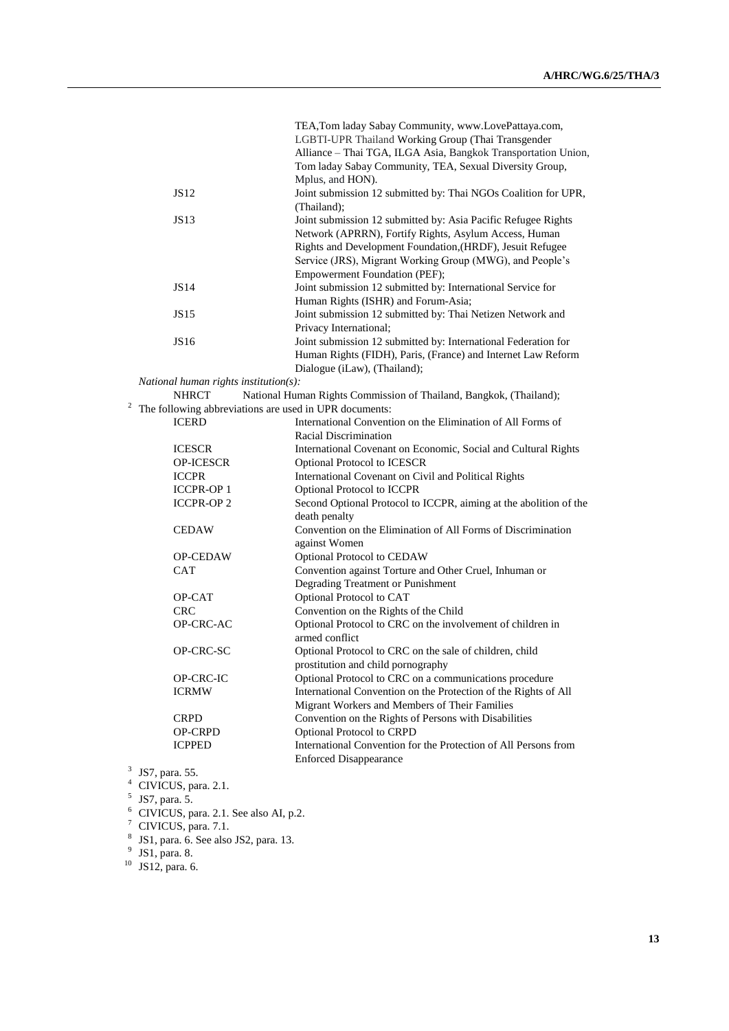TEA,Tom laday Sabay Community, www.LovePattaya.com, LGBTI-UPR Thailand Working Group (Thai Transgender Alliance – Thai TGA, ILGA Asia, Bangkok Transportation Union, Tom laday Sabay Community, TEA, Sexual Diversity Group, Mplus, and HON).

| | |
|---|---|
| JS12 | Joint submission 12 submitted by: Thai NGOs Coalition for UPR, (Thailand); |
| JS13 | Joint submission 12 submitted by: Asia Pacific Refugee Rights Network (APRRN), Fortify Rights, Asylum Access, Human Rights and Development Foundation,(HRDF), Jesuit Refugee Service (JRS), Migrant Working Group (MWG), and People's Empowerment Foundation (PEF); |
| JS14 | Joint submission 12 submitted by: International Service for Human Rights (ISHR) and Forum-Asia; |
| JS15 | Joint submission 12 submitted by: Thai Netizen Network and Privacy International; |
| JS16 | Joint submission 12 submitted by: International Federation for Human Rights (FIDH), Paris, (France) and Internet Law Reform Dialogue (iLaw), (Thailand); |

*National human rights institution(s):*

| | |
|---|---|
| NHRCT | National Human Rights Commission of Thailand, Bangkok, (Thailand); |

[2] The following abbreviations are used in UPR documents:

| | |
|---|---|
| ICERD | International Convention on the Elimination of All Forms of Racial Discrimination |
| ICESCR | International Covenant on Economic, Social and Cultural Rights |
| OP-ICESCR | Optional Protocol to ICESCR |
| ICCPR | International Covenant on Civil and Political Rights |
| ICCPR-OP 1 | Optional Protocol to ICCPR |
| ICCPR-OP 2 | Second Optional Protocol to ICCPR, aiming at the abolition of the death penalty |
| CEDAW | Convention on the Elimination of All Forms of Discrimination against Women |
| OP-CEDAW | Optional Protocol to CEDAW |
| CAT | Convention against Torture and Other Cruel, Inhuman or Degrading Treatment or Punishment |
| OP-CAT | Optional Protocol to CAT |
| CRC | Convention on the Rights of the Child |
| OP-CRC-AC | Optional Protocol to CRC on the involvement of children in armed conflict |
| OP-CRC-SC | Optional Protocol to CRC on the sale of children, child prostitution and child pornography |
| OP-CRC-IC | Optional Protocol to CRC on a communications procedure |
| ICRMW | International Convention on the Protection of the Rights of All Migrant Workers and Members of Their Families |
| CRPD | Convention on the Rights of Persons with Disabilities |
| OP-CRPD | Optional Protocol to CRPD |
| ICPPED | International Convention for the Protection of All Persons from Enforced Disappearance |

[3] JS7, para. 55.

[4] CIVICUS, para. 2.1.

[5] JS7, para. 5.

[6] CIVICUS, para. 2.1. See also AI, p.2.

[7] CIVICUS, para. 7.1.

[8] JS1, para. 6. See also JS2, para. 13.

[9] JS1, para. 8.

[10] JS12, para. 6.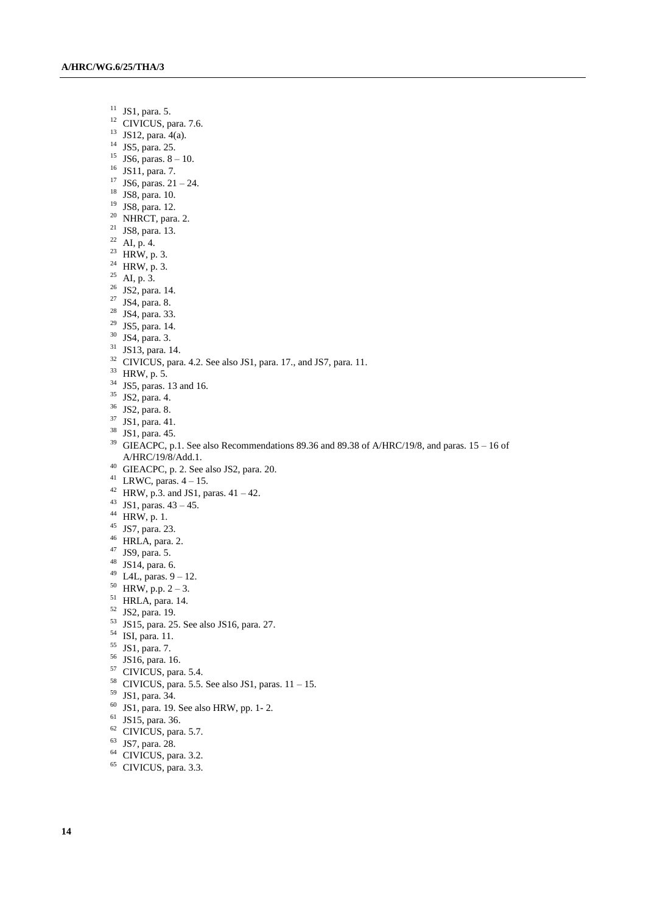[11] JS1, para. 5.
[12] CIVICUS, para. 7.6.
[13] JS12, para. 4(a).
[14] JS5, para. 25.
[15] JS6, paras. 8 – 10.
[16] JS11, para. 7.
[17] JS6, paras. 21 – 24.
[18] JS8, para. 10.
[19] JS8, para. 12.
[20] NHRCT, para. 2.
[21] JS8, para. 13.
[22] AI, p. 4.
[23] HRW, p. 3.
[24] HRW, p. 3.
[25] AI, p. 3.
[26] JS2, para. 14.
[27] JS4, para. 8.
[28] JS4, para. 33.
[29] JS5, para. 14.
[30] JS4, para. 3.
[31] JS13, para. 14.
[32] CIVICUS, para. 4.2. See also JS1, para. 17., and JS7, para. 11.
[33] HRW, p. 5.
[34] JS5, paras. 13 and 16.
[35] JS2, para. 4.
[36] JS2, para. 8.
[37] JS1, para. 41.
[38] JS1, para. 45.
[39] GIEACPC, p.1. See also Recommendations 89.36 and 89.38 of A/HRC/19/8, and paras. 15 – 16 of A/HRC/19/8/Add.1.
[40] GIEACPC, p. 2. See also JS2, para. 20.
[41] LRWC, paras. 4 – 15.
[42] HRW, p.3. and JS1, paras. 41 – 42.
[43] JS1, paras. 43 – 45.
[44] HRW, p. 1.
[45] JS7, para. 23.
[46] HRLA, para. 2.
[47] JS9, para. 5.
[48] JS14, para. 6.
[49] L4L, paras. 9 – 12.
[50] HRW, p.p. 2 – 3.
[51] HRLA, para. 14.
[52] JS2, para. 19.
[53] JS15, para. 25. See also JS16, para. 27.
[54] ISI, para. 11.
[55] JS1, para. 7.
[56] JS16, para. 16.
[57] CIVICUS, para. 5.4.
[58] CIVICUS, para. 5.5. See also JS1, paras. 11 – 15.
[59] JS1, para. 34.
[60] JS1, para. 19. See also HRW, pp. 1- 2.
[61] JS15, para. 36.
[62] CIVICUS, para. 5.7.
[63] JS7, para. 28.
[64] CIVICUS, para. 3.2.
[65] CIVICUS, para. 3.3.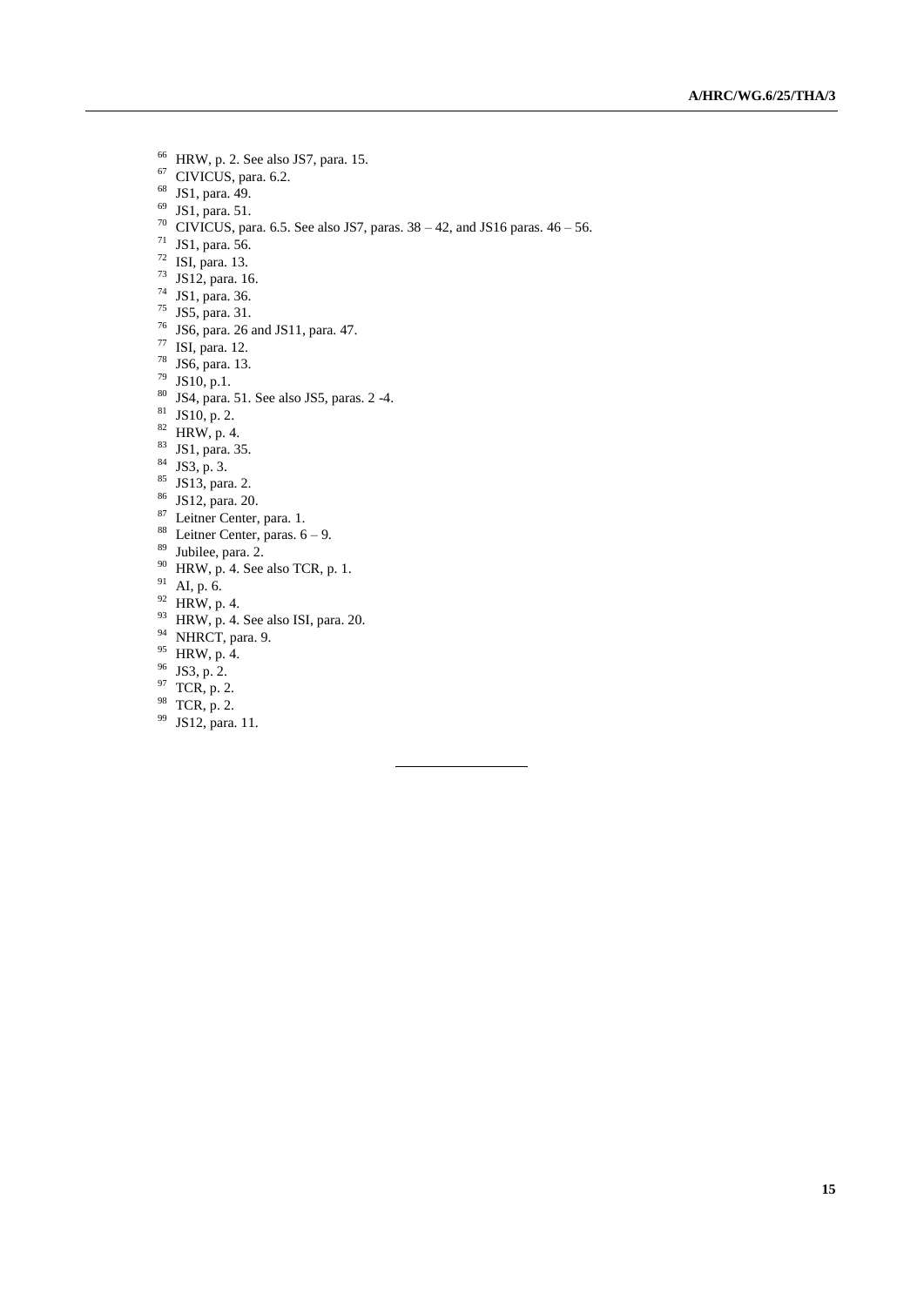[66] HRW, p. 2. See also JS7, para. 15.
[67] CIVICUS, para. 6.2.
[68] JS1, para. 49.
[69] JS1, para. 51.
[70] CIVICUS, para. 6.5. See also JS7, paras. 38 – 42, and JS16 paras. 46 – 56.
[71] JS1, para. 56.
[72] ISI, para. 13.
[73] JS12, para. 16.
[74] JS1, para. 36.
[75] JS5, para. 31.
[76] JS6, para. 26 and JS11, para. 47.
[77] ISI, para. 12.
[78] JS6, para. 13.
[79] JS10, p.1.
[80] JS4, para. 51. See also JS5, paras. 2 -4.
[81] JS10, p. 2.
[82] HRW, p. 4.
[83] JS1, para. 35.
[84] JS3, p. 3.
[85] JS13, para. 2.
[86] JS12, para. 20.
[87] Leitner Center, para. 1.
[88] Leitner Center, paras. 6 – 9.
[89] Jubilee, para. 2.
[90] HRW, p. 4. See also TCR, p. 1.
[91] AI, p. 6.
[92] HRW, p. 4.
[93] HRW, p. 4. See also ISI, para. 20.
[94] NHRCT, para. 9.
[95] HRW, p. 4.
[96] JS3, p. 2.
[97] TCR, p. 2.
[98] TCR, p. 2.
[99] JS12, para. 11.